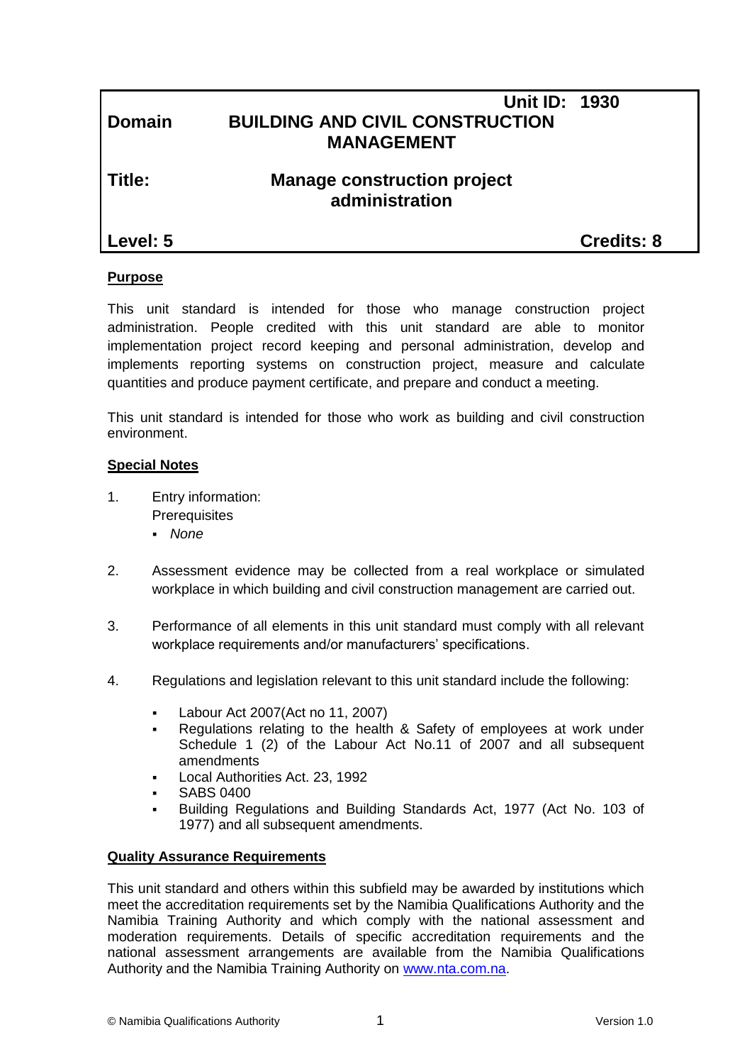| | Unit ID: 1930 |
|---|---|
| **Domain** | **BUILDING AND CIVIL CONSTRUCTION MANAGEMENT** |
| **Title:** | **Manage construction project administration** |
| **Level: 5** | **Credits: 8** |

**Purpose**

This unit standard is intended for those who manage construction project administration. People credited with this unit standard are able to monitor implementation project record keeping and personal administration, develop and implements reporting systems on construction project, measure and calculate quantities and produce payment certificate, and prepare and conduct a meeting.

This unit standard is intended for those who work as building and civil construction environment.

**Special Notes**

1. Entry information:
   Prerequisites
   - *None*

2. Assessment evidence may be collected from a real workplace or simulated workplace in which building and civil construction management are carried out.

3. Performance of all elements in this unit standard must comply with all relevant workplace requirements and/or manufacturers' specifications.

4. Regulations and legislation relevant to this unit standard include the following:

   - Labour Act 2007(Act no 11, 2007)
   - Regulations relating to the health & Safety of employees at work under Schedule 1 (2) of the Labour Act No.11 of 2007 and all subsequent amendments
   - Local Authorities Act. 23, 1992
   - SABS 0400
   - Building Regulations and Building Standards Act, 1977 (Act No. 103 of 1977) and all subsequent amendments.

**Quality Assurance Requirements**

This unit standard and others within this subfield may be awarded by institutions which meet the accreditation requirements set by the Namibia Qualifications Authority and the Namibia Training Authority and which comply with the national assessment and moderation requirements. Details of specific accreditation requirements and the national assessment arrangements are available from the Namibia Qualifications Authority and the Namibia Training Authority on www.nta.com.na.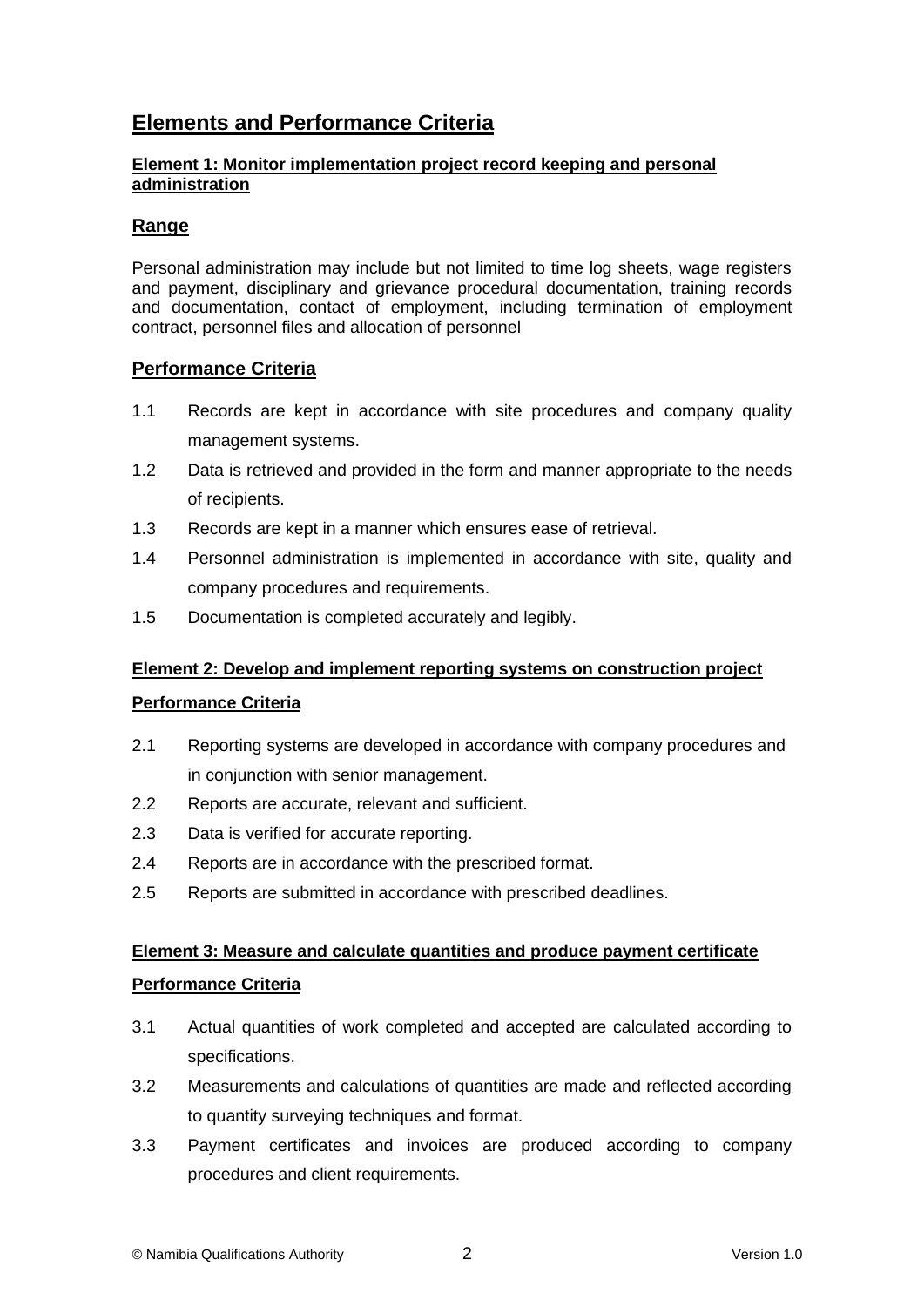## Elements and Performance Criteria

**Element 1: Monitor implementation project record keeping and personal administration**

### Range

Personal administration may include but not limited to time log sheets, wage registers and payment, disciplinary and grievance procedural documentation, training records and documentation, contact of employment, including termination of employment contract, personnel files and allocation of personnel

### Performance Criteria

1.1 Records are kept in accordance with site procedures and company quality management systems.

1.2 Data is retrieved and provided in the form and manner appropriate to the needs of recipients.

1.3 Records are kept in a manner which ensures ease of retrieval.

1.4 Personnel administration is implemented in accordance with site, quality and company procedures and requirements.

1.5 Documentation is completed accurately and legibly.

**Element 2: Develop and implement reporting systems on construction project**

**Performance Criteria**

2.1 Reporting systems are developed in accordance with company procedures and in conjunction with senior management.

2.2 Reports are accurate, relevant and sufficient.

2.3 Data is verified for accurate reporting.

2.4 Reports are in accordance with the prescribed format.

2.5 Reports are submitted in accordance with prescribed deadlines.

**Element 3: Measure and calculate quantities and produce payment certificate**

**Performance Criteria**

3.1 Actual quantities of work completed and accepted are calculated according to specifications.

3.2 Measurements and calculations of quantities are made and reflected according to quantity surveying techniques and format.

3.3 Payment certificates and invoices are produced according to company procedures and client requirements.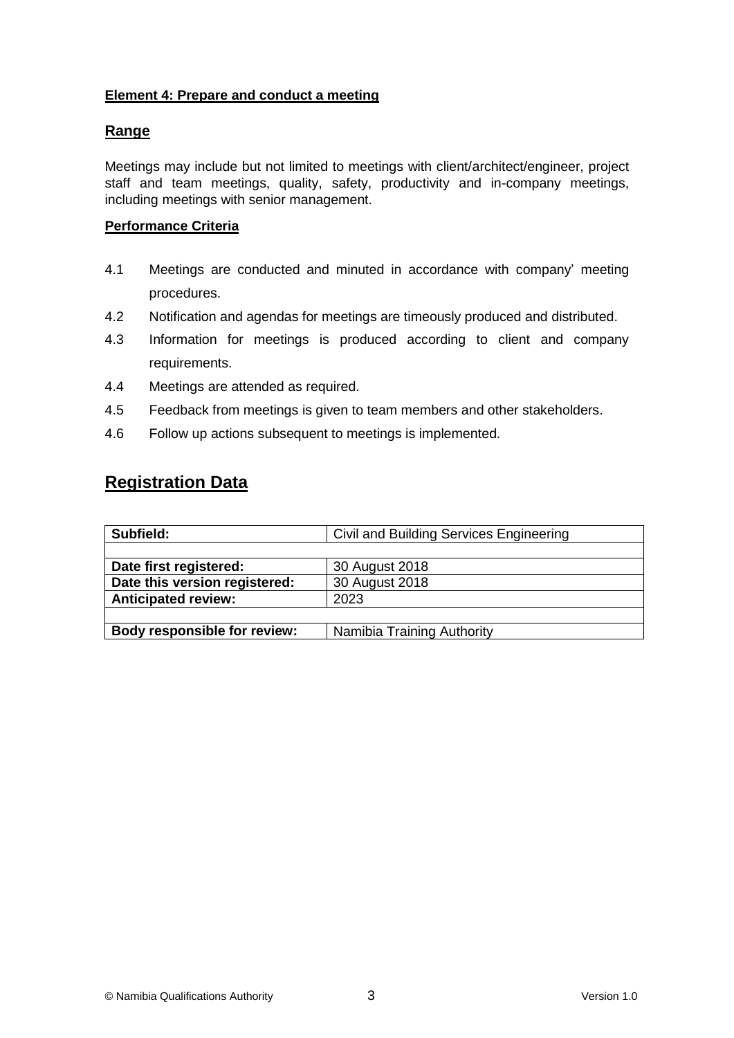**Element 4: Prepare and conduct a meeting**

## Range

Meetings may include but not limited to meetings with client/architect/engineer, project staff and team meetings, quality, safety, productivity and in-company meetings, including meetings with senior management.

**Performance Criteria**

4.1 Meetings are conducted and minuted in accordance with company' meeting procedures.

4.2 Notification and agendas for meetings are timeously produced and distributed.

4.3 Information for meetings is produced according to client and company requirements.

4.4 Meetings are attended as required.

4.5 Feedback from meetings is given to team members and other stakeholders.

4.6 Follow up actions subsequent to meetings is implemented.

# Registration Data

| | |
|---|---|
| **Subfield:** | Civil and Building Services Engineering |
| | |
| **Date first registered:** | 30 August 2018 |
| **Date this version registered:** | 30 August 2018 |
| **Anticipated review:** | 2023 |
| | |
| **Body responsible for review:** | Namibia Training Authority |